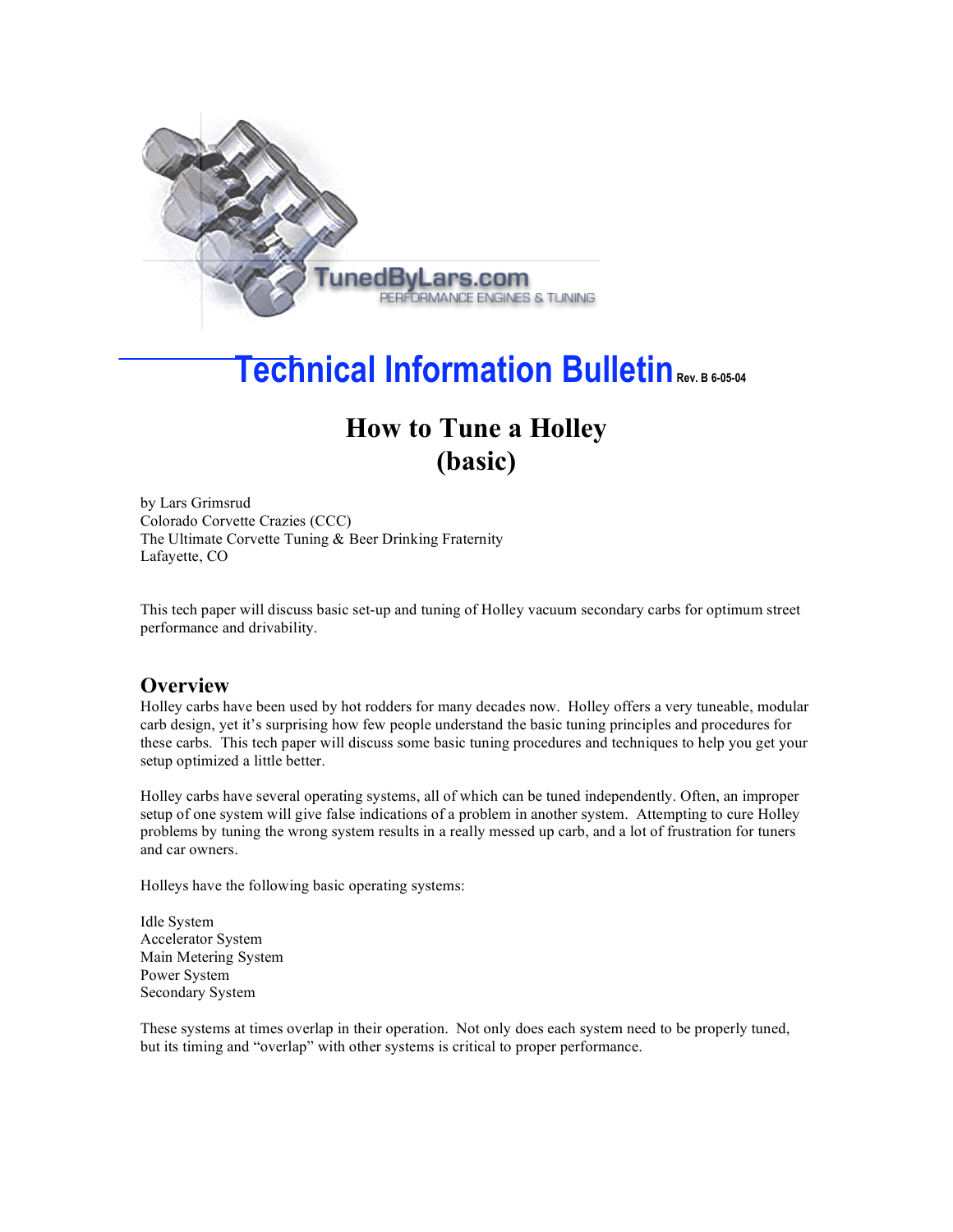TunedByLars.com
PERFORMANCE ENGINES & TUNING

# Technical Information Bulletin Rev. B 6-05-04

## How to Tune a Holley (basic)

by Lars Grimsrud
Colorado Corvette Crazies (CCC)
The Ultimate Corvette Tuning & Beer Drinking Fraternity
Lafayette, CO

This tech paper will discuss basic set-up and tuning of Holley vacuum secondary carbs for optimum street performance and drivability.

## Overview

Holley carbs have been used by hot rodders for many decades now. Holley offers a very tuneable, modular carb design, yet it's surprising how few people understand the basic tuning principles and procedures for these carbs. This tech paper will discuss some basic tuning procedures and techniques to help you get your setup optimized a little better.

Holley carbs have several operating systems, all of which can be tuned independently. Often, an improper setup of one system will give false indications of a problem in another system. Attempting to cure Holley problems by tuning the wrong system results in a really messed up carb, and a lot of frustration for tuners and car owners.

Holleys have the following basic operating systems:

Idle System
Accelerator System
Main Metering System
Power System
Secondary System

These systems at times overlap in their operation. Not only does each system need to be properly tuned, but its timing and "overlap" with other systems is critical to proper performance.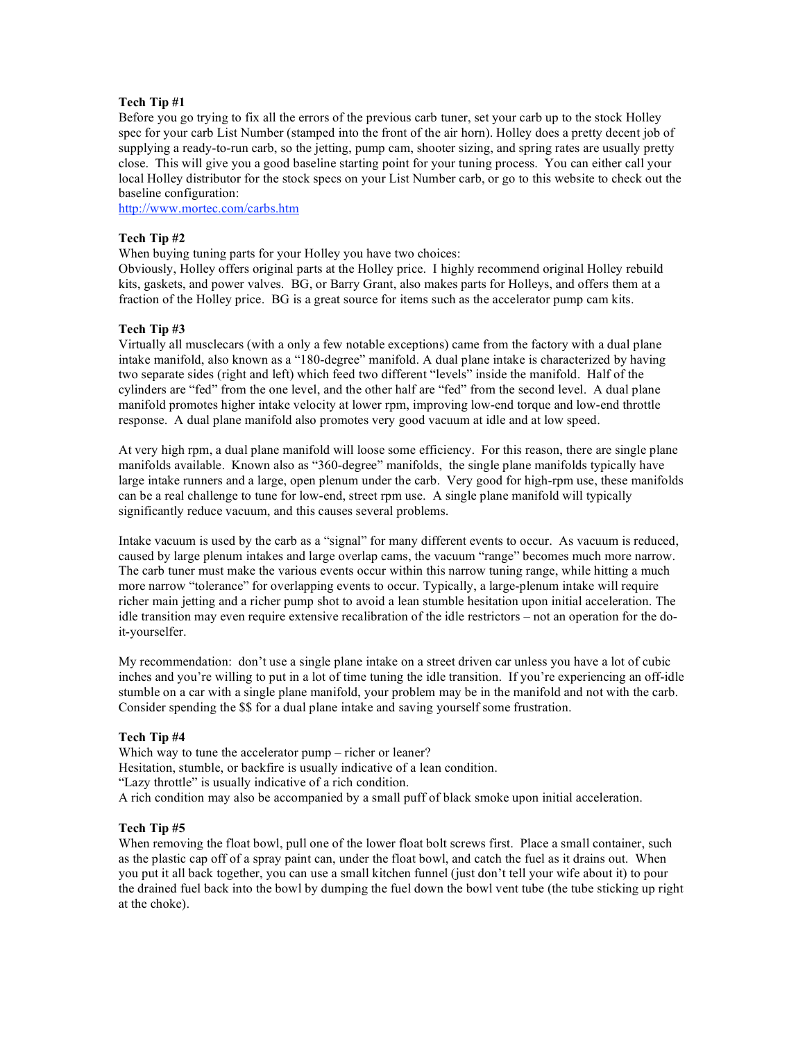**Tech Tip #1**

Before you go trying to fix all the errors of the previous carb tuner, set your carb up to the stock Holley spec for your carb List Number (stamped into the front of the air horn). Holley does a pretty decent job of supplying a ready-to-run carb, so the jetting, pump cam, shooter sizing, and spring rates are usually pretty close. This will give you a good baseline starting point for your tuning process. You can either call your local Holley distributor for the stock specs on your List Number carb, or go to this website to check out the baseline configuration:
http://www.mortec.com/carbs.htm

**Tech Tip #2**

When buying tuning parts for your Holley you have two choices:
Obviously, Holley offers original parts at the Holley price. I highly recommend original Holley rebuild kits, gaskets, and power valves. BG, or Barry Grant, also makes parts for Holleys, and offers them at a fraction of the Holley price. BG is a great source for items such as the accelerator pump cam kits.

**Tech Tip #3**

Virtually all musclecars (with a only a few notable exceptions) came from the factory with a dual plane intake manifold, also known as a "180-degree" manifold. A dual plane intake is characterized by having two separate sides (right and left) which feed two different "levels" inside the manifold. Half of the cylinders are "fed" from the one level, and the other half are "fed" from the second level. A dual plane manifold promotes higher intake velocity at lower rpm, improving low-end torque and low-end throttle response. A dual plane manifold also promotes very good vacuum at idle and at low speed.

At very high rpm, a dual plane manifold will loose some efficiency. For this reason, there are single plane manifolds available. Known also as "360-degree" manifolds, the single plane manifolds typically have large intake runners and a large, open plenum under the carb. Very good for high-rpm use, these manifolds can be a real challenge to tune for low-end, street rpm use. A single plane manifold will typically significantly reduce vacuum, and this causes several problems.

Intake vacuum is used by the carb as a "signal" for many different events to occur. As vacuum is reduced, caused by large plenum intakes and large overlap cams, the vacuum "range" becomes much more narrow. The carb tuner must make the various events occur within this narrow tuning range, while hitting a much more narrow "tolerance" for overlapping events to occur. Typically, a large-plenum intake will require richer main jetting and a richer pump shot to avoid a lean stumble hesitation upon initial acceleration. The idle transition may even require extensive recalibration of the idle restrictors – not an operation for the do-it-yourselfer.

My recommendation: don't use a single plane intake on a street driven car unless you have a lot of cubic inches and you're willing to put in a lot of time tuning the idle transition. If you're experiencing an off-idle stumble on a car with a single plane manifold, your problem may be in the manifold and not with the carb. Consider spending the $$ for a dual plane intake and saving yourself some frustration.

**Tech Tip #4**

Which way to tune the accelerator pump – richer or leaner?
Hesitation, stumble, or backfire is usually indicative of a lean condition.
"Lazy throttle" is usually indicative of a rich condition.
A rich condition may also be accompanied by a small puff of black smoke upon initial acceleration.

**Tech Tip #5**

When removing the float bowl, pull one of the lower float bolt screws first. Place a small container, such as the plastic cap off of a spray paint can, under the float bowl, and catch the fuel as it drains out. When you put it all back together, you can use a small kitchen funnel (just don't tell your wife about it) to pour the drained fuel back into the bowl by dumping the fuel down the bowl vent tube (the tube sticking up right at the choke).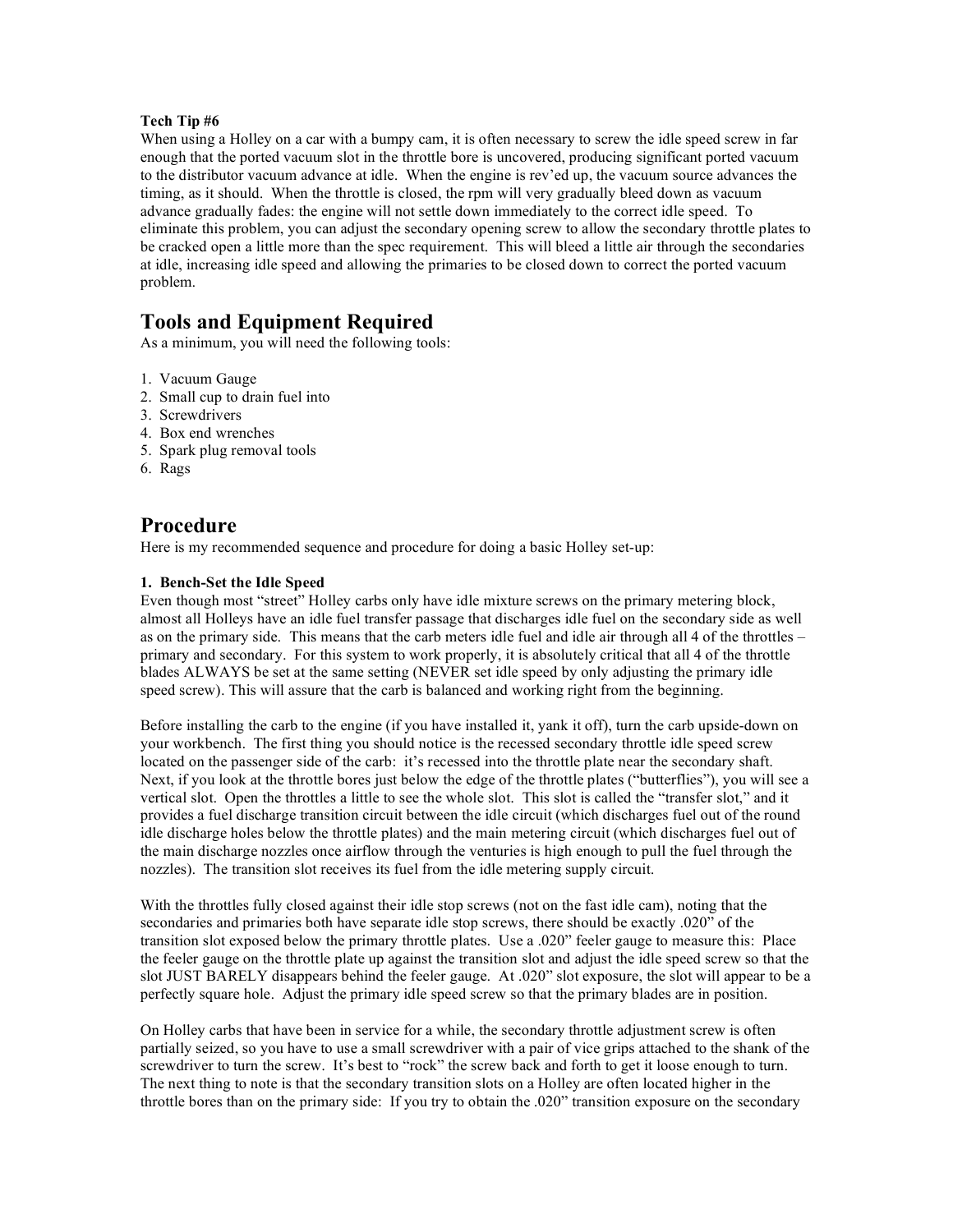**Tech Tip #6**

When using a Holley on a car with a bumpy cam, it is often necessary to screw the idle speed screw in far enough that the ported vacuum slot in the throttle bore is uncovered, producing significant ported vacuum to the distributor vacuum advance at idle. When the engine is rev'ed up, the vacuum source advances the timing, as it should. When the throttle is closed, the rpm will very gradually bleed down as vacuum advance gradually fades: the engine will not settle down immediately to the correct idle speed. To eliminate this problem, you can adjust the secondary opening screw to allow the secondary throttle plates to be cracked open a little more than the spec requirement. This will bleed a little air through the secondaries at idle, increasing idle speed and allowing the primaries to be closed down to correct the ported vacuum problem.

## Tools and Equipment Required

As a minimum, you will need the following tools:

1. Vacuum Gauge
2. Small cup to drain fuel into
3. Screwdrivers
4. Box end wrenches
5. Spark plug removal tools
6. Rags

## Procedure

Here is my recommended sequence and procedure for doing a basic Holley set-up:

**1. Bench-Set the Idle Speed**

Even though most "street" Holley carbs only have idle mixture screws on the primary metering block, almost all Holleys have an idle fuel transfer passage that discharges idle fuel on the secondary side as well as on the primary side. This means that the carb meters idle fuel and idle air through all 4 of the throttles – primary and secondary. For this system to work properly, it is absolutely critical that all 4 of the throttle blades ALWAYS be set at the same setting (NEVER set idle speed by only adjusting the primary idle speed screw). This will assure that the carb is balanced and working right from the beginning.

Before installing the carb to the engine (if you have installed it, yank it off), turn the carb upside-down on your workbench. The first thing you should notice is the recessed secondary throttle idle speed screw located on the passenger side of the carb: it's recessed into the throttle plate near the secondary shaft. Next, if you look at the throttle bores just below the edge of the throttle plates ("butterflies"), you will see a vertical slot. Open the throttles a little to see the whole slot. This slot is called the "transfer slot," and it provides a fuel discharge transition circuit between the idle circuit (which discharges fuel out of the round idle discharge holes below the throttle plates) and the main metering circuit (which discharges fuel out of the main discharge nozzles once airflow through the venturies is high enough to pull the fuel through the nozzles). The transition slot receives its fuel from the idle metering supply circuit.

With the throttles fully closed against their idle stop screws (not on the fast idle cam), noting that the secondaries and primaries both have separate idle stop screws, there should be exactly .020" of the transition slot exposed below the primary throttle plates. Use a .020" feeler gauge to measure this: Place the feeler gauge on the throttle plate up against the transition slot and adjust the idle speed screw so that the slot JUST BARELY disappears behind the feeler gauge. At .020" slot exposure, the slot will appear to be a perfectly square hole. Adjust the primary idle speed screw so that the primary blades are in position.

On Holley carbs that have been in service for a while, the secondary throttle adjustment screw is often partially seized, so you have to use a small screwdriver with a pair of vice grips attached to the shank of the screwdriver to turn the screw. It's best to "rock" the screw back and forth to get it loose enough to turn. The next thing to note is that the secondary transition slots on a Holley are often located higher in the throttle bores than on the primary side: If you try to obtain the .020" transition exposure on the secondary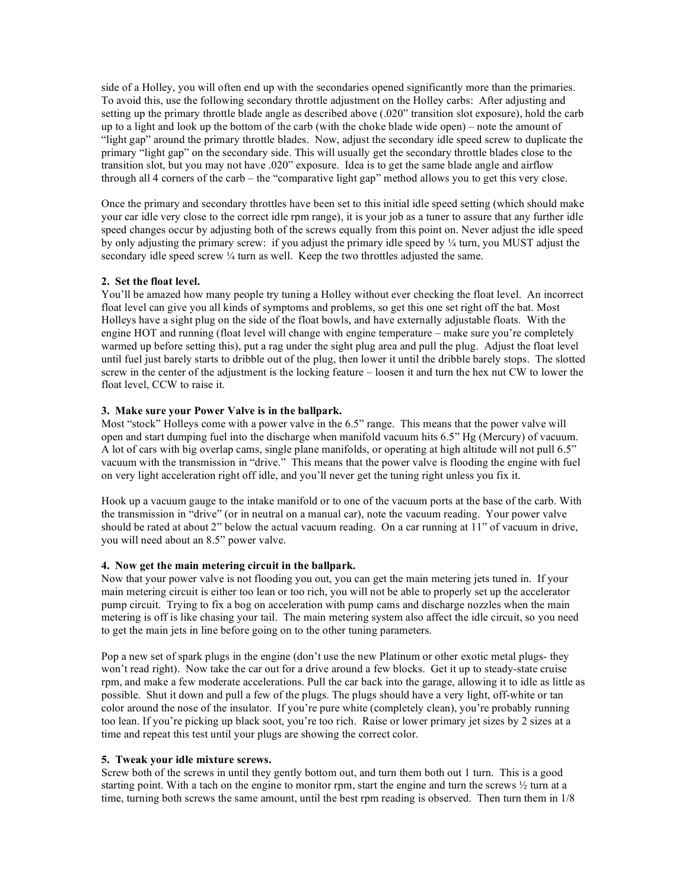side of a Holley, you will often end up with the secondaries opened significantly more than the primaries. To avoid this, use the following secondary throttle adjustment on the Holley carbs: After adjusting and setting up the primary throttle blade angle as described above (.020" transition slot exposure), hold the carb up to a light and look up the bottom of the carb (with the choke blade wide open) – note the amount of "light gap" around the primary throttle blades. Now, adjust the secondary idle speed screw to duplicate the primary "light gap" on the secondary side. This will usually get the secondary throttle blades close to the transition slot, but you may not have .020" exposure. Idea is to get the same blade angle and airflow through all 4 corners of the carb – the "comparative light gap" method allows you to get this very close.

Once the primary and secondary throttles have been set to this initial idle speed setting (which should make your car idle very close to the correct idle rpm range), it is your job as a tuner to assure that any further idle speed changes occur by adjusting both of the screws equally from this point on. Never adjust the idle speed by only adjusting the primary screw: if you adjust the primary idle speed by ¼ turn, you MUST adjust the secondary idle speed screw ¼ turn as well. Keep the two throttles adjusted the same.

**2. Set the float level.**

You'll be amazed how many people try tuning a Holley without ever checking the float level. An incorrect float level can give you all kinds of symptoms and problems, so get this one set right off the bat. Most Holleys have a sight plug on the side of the float bowls, and have externally adjustable floats. With the engine HOT and running (float level will change with engine temperature – make sure you're completely warmed up before setting this), put a rag under the sight plug area and pull the plug. Adjust the float level until fuel just barely starts to dribble out of the plug, then lower it until the dribble barely stops. The slotted screw in the center of the adjustment is the locking feature – loosen it and turn the hex nut CW to lower the float level, CCW to raise it.

**3. Make sure your Power Valve is in the ballpark.**

Most "stock" Holleys come with a power valve in the 6.5" range. This means that the power valve will open and start dumping fuel into the discharge when manifold vacuum hits 6.5" Hg (Mercury) of vacuum. A lot of cars with big overlap cams, single plane manifolds, or operating at high altitude will not pull 6.5" vacuum with the transmission in "drive." This means that the power valve is flooding the engine with fuel on very light acceleration right off idle, and you'll never get the tuning right unless you fix it.

Hook up a vacuum gauge to the intake manifold or to one of the vacuum ports at the base of the carb. With the transmission in "drive" (or in neutral on a manual car), note the vacuum reading. Your power valve should be rated at about 2" below the actual vacuum reading. On a car running at 11" of vacuum in drive, you will need about an 8.5" power valve.

**4. Now get the main metering circuit in the ballpark.**

Now that your power valve is not flooding you out, you can get the main metering jets tuned in. If your main metering circuit is either too lean or too rich, you will not be able to properly set up the accelerator pump circuit. Trying to fix a bog on acceleration with pump cams and discharge nozzles when the main metering is off is like chasing your tail. The main metering system also affect the idle circuit, so you need to get the main jets in line before going on to the other tuning parameters.

Pop a new set of spark plugs in the engine (don't use the new Platinum or other exotic metal plugs- they won't read right). Now take the car out for a drive around a few blocks. Get it up to steady-state cruise rpm, and make a few moderate accelerations. Pull the car back into the garage, allowing it to idle as little as possible. Shut it down and pull a few of the plugs. The plugs should have a very light, off-white or tan color around the nose of the insulator. If you're pure white (completely clean), you're probably running too lean. If you're picking up black soot, you're too rich. Raise or lower primary jet sizes by 2 sizes at a time and repeat this test until your plugs are showing the correct color.

**5. Tweak your idle mixture screws.**

Screw both of the screws in until they gently bottom out, and turn them both out 1 turn. This is a good starting point. With a tach on the engine to monitor rpm, start the engine and turn the screws ½ turn at a time, turning both screws the same amount, until the best rpm reading is observed. Then turn them in 1/8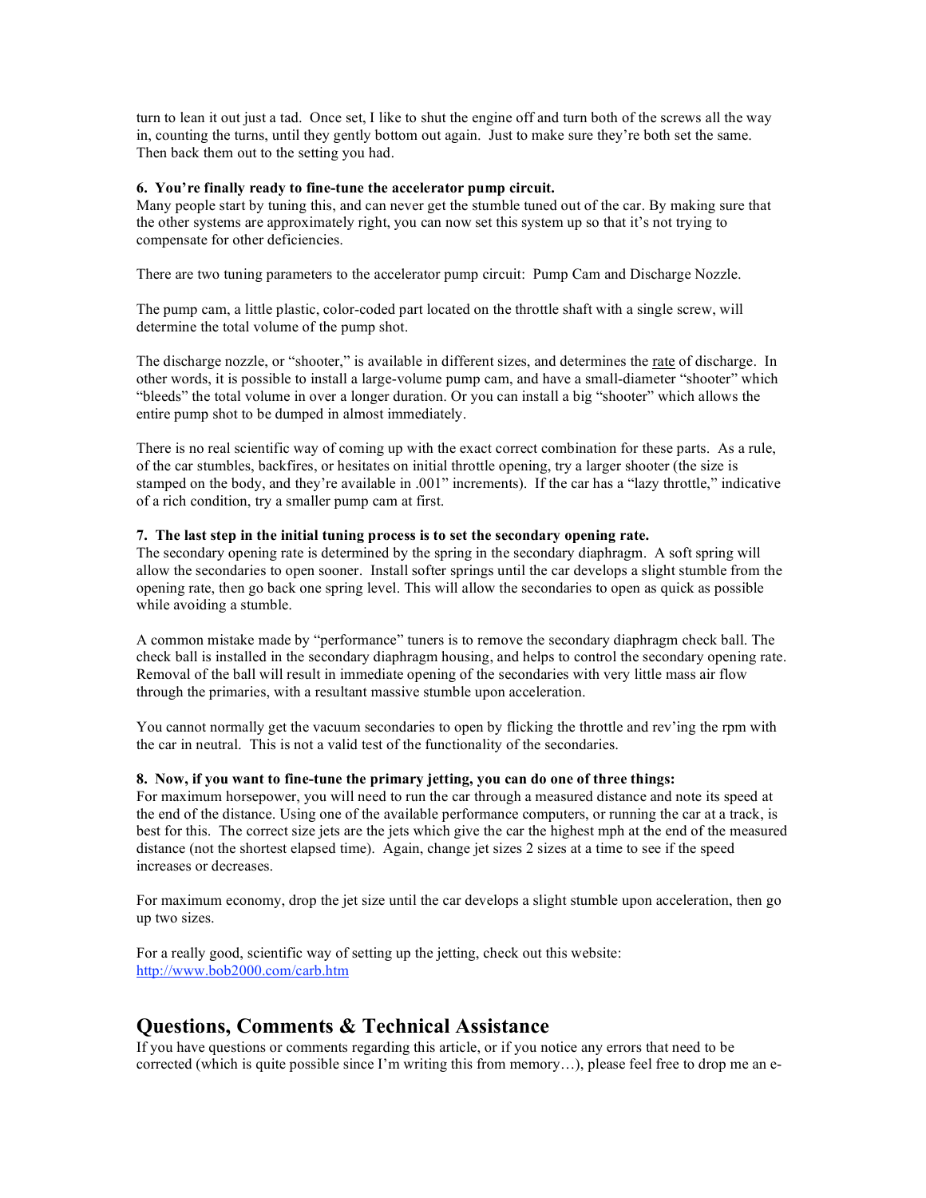turn to lean it out just a tad. Once set, I like to shut the engine off and turn both of the screws all the way in, counting the turns, until they gently bottom out again. Just to make sure they're both set the same. Then back them out to the setting you had.

**6. You're finally ready to fine-tune the accelerator pump circuit.**
Many people start by tuning this, and can never get the stumble tuned out of the car. By making sure that the other systems are approximately right, you can now set this system up so that it's not trying to compensate for other deficiencies.

There are two tuning parameters to the accelerator pump circuit: Pump Cam and Discharge Nozzle.

The pump cam, a little plastic, color-coded part located on the throttle shaft with a single screw, will determine the total volume of the pump shot.

The discharge nozzle, or "shooter," is available in different sizes, and determines the <u>rate</u> of discharge. In other words, it is possible to install a large-volume pump cam, and have a small-diameter "shooter" which "bleeds" the total volume in over a longer duration. Or you can install a big "shooter" which allows the entire pump shot to be dumped in almost immediately.

There is no real scientific way of coming up with the exact correct combination for these parts. As a rule, of the car stumbles, backfires, or hesitates on initial throttle opening, try a larger shooter (the size is stamped on the body, and they're available in .001" increments). If the car has a "lazy throttle," indicative of a rich condition, try a smaller pump cam at first.

**7. The last step in the initial tuning process is to set the secondary opening rate.**
The secondary opening rate is determined by the spring in the secondary diaphragm. A soft spring will allow the secondaries to open sooner. Install softer springs until the car develops a slight stumble from the opening rate, then go back one spring level. This will allow the secondaries to open as quick as possible while avoiding a stumble.

A common mistake made by "performance" tuners is to remove the secondary diaphragm check ball. The check ball is installed in the secondary diaphragm housing, and helps to control the secondary opening rate. Removal of the ball will result in immediate opening of the secondaries with very little mass air flow through the primaries, with a resultant massive stumble upon acceleration.

You cannot normally get the vacuum secondaries to open by flicking the throttle and rev'ing the rpm with the car in neutral. This is not a valid test of the functionality of the secondaries.

**8. Now, if you want to fine-tune the primary jetting, you can do one of three things:**
For maximum horsepower, you will need to run the car through a measured distance and note its speed at the end of the distance. Using one of the available performance computers, or running the car at a track, is best for this. The correct size jets are the jets which give the car the highest mph at the end of the measured distance (not the shortest elapsed time). Again, change jet sizes 2 sizes at a time to see if the speed increases or decreases.

For maximum economy, drop the jet size until the car develops a slight stumble upon acceleration, then go up two sizes.

For a really good, scientific way of setting up the jetting, check out this website: http://www.bob2000.com/carb.htm

## Questions, Comments & Technical Assistance

If you have questions or comments regarding this article, or if you notice any errors that need to be corrected (which is quite possible since I'm writing this from memory…), please feel free to drop me an e-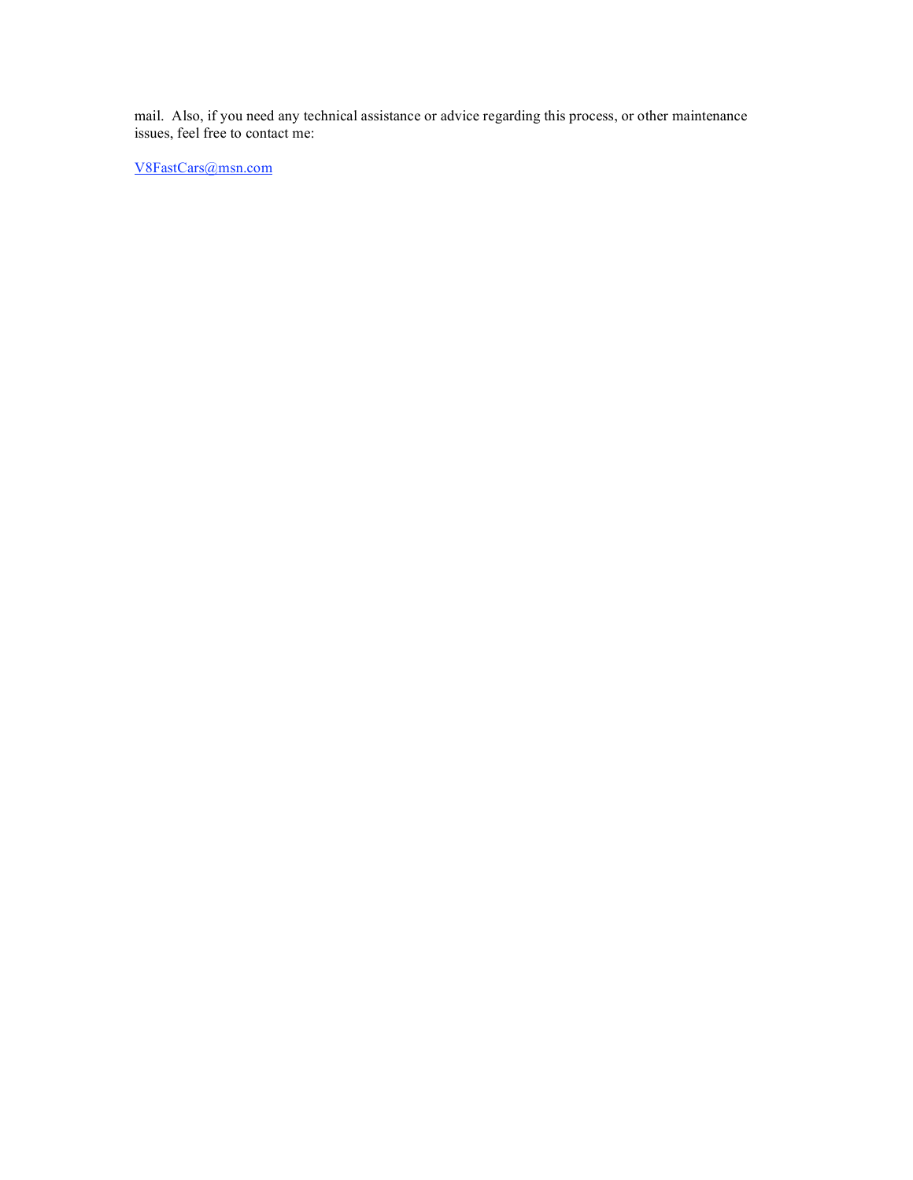mail. Also, if you need any technical assistance or advice regarding this process, or other maintenance issues, feel free to contact me:

V8FastCars@msn.com